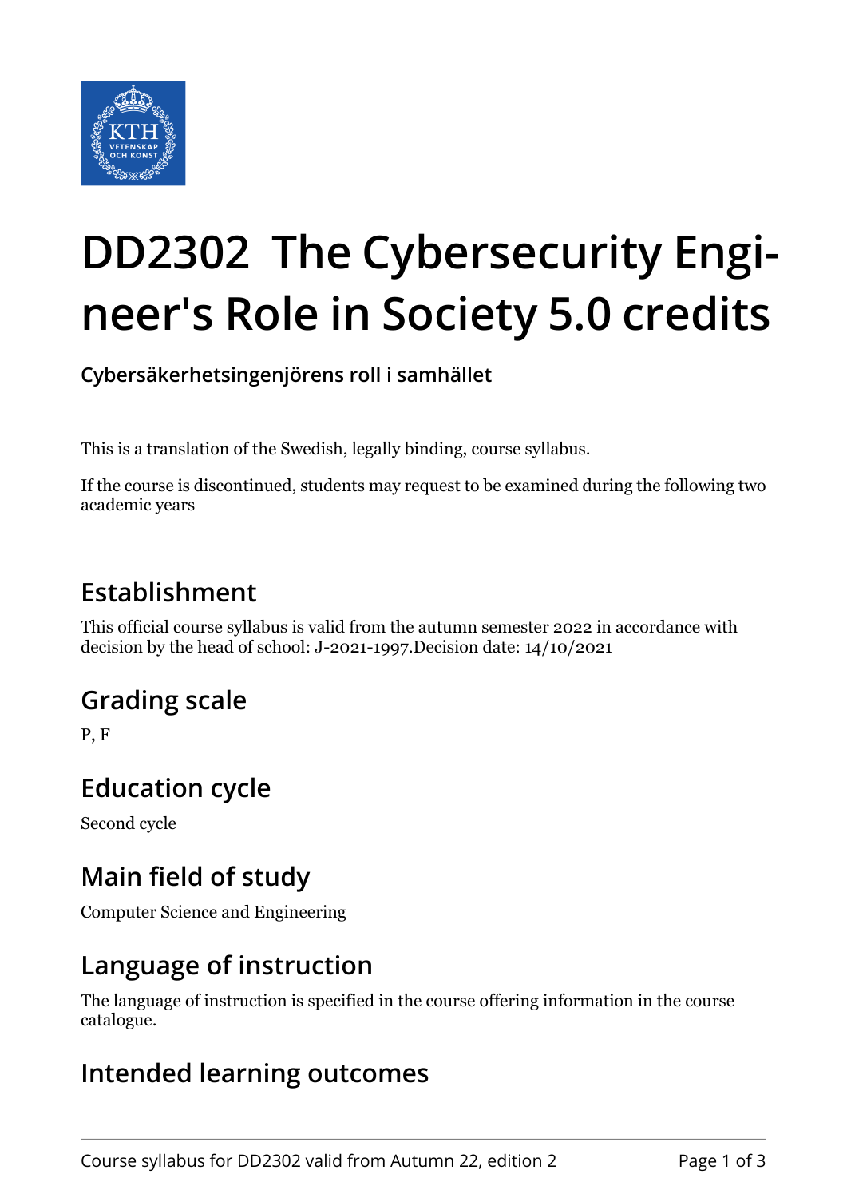# DD2302 The Cybersecurity Engineer's Role in Society 5.0 credits

**Cybersäkerhetsingenjörens roll i samhället**

This is a translation of the Swedish, legally binding, course syllabus.

If the course is discontinued, students may request to be examined during the following two academic years

## Establishment

This official course syllabus is valid from the autumn semester 2022 in accordance with decision by the head of school: J-2021-1997.Decision date: 14/10/2021

## Grading scale

P, F

## Education cycle

Second cycle

## Main field of study

Computer Science and Engineering

## Language of instruction

The language of instruction is specified in the course offering information in the course catalogue.

## Intended learning outcomes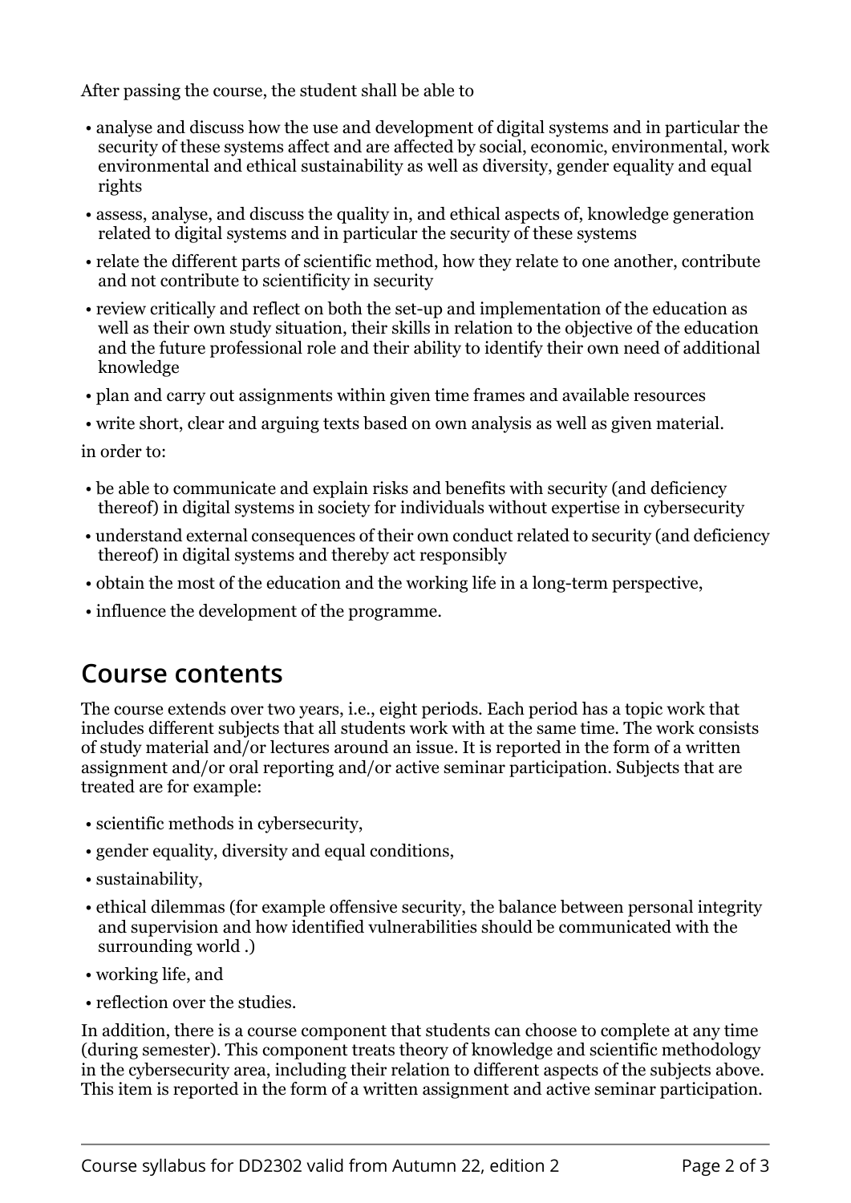After passing the course, the student shall be able to

- analyse and discuss how the use and development of digital systems and in particular the security of these systems affect and are affected by social, economic, environmental, work environmental and ethical sustainability as well as diversity, gender equality and equal rights
- assess, analyse, and discuss the quality in, and ethical aspects of, knowledge generation related to digital systems and in particular the security of these systems
- relate the different parts of scientific method, how they relate to one another, contribute and not contribute to scientificity in security
- review critically and reflect on both the set-up and implementation of the education as well as their own study situation, their skills in relation to the objective of the education and the future professional role and their ability to identify their own need of additional knowledge
- plan and carry out assignments within given time frames and available resources
- write short, clear and arguing texts based on own analysis as well as given material.

in order to:

- be able to communicate and explain risks and benefits with security (and deficiency thereof) in digital systems in society for individuals without expertise in cybersecurity
- understand external consequences of their own conduct related to security (and deficiency thereof) in digital systems and thereby act responsibly
- obtain the most of the education and the working life in a long-term perspective,
- influence the development of the programme.

## Course contents

The course extends over two years, i.e., eight periods. Each period has a topic work that includes different subjects that all students work with at the same time. The work consists of study material and/or lectures around an issue. It is reported in the form of a written assignment and/or oral reporting and/or active seminar participation. Subjects that are treated are for example:

- scientific methods in cybersecurity,
- gender equality, diversity and equal conditions,
- sustainability,
- ethical dilemmas (for example offensive security, the balance between personal integrity and supervision and how identified vulnerabilities should be communicated with the surrounding world .)
- working life, and
- reflection over the studies.

In addition, there is a course component that students can choose to complete at any time (during semester). This component treats theory of knowledge and scientific methodology in the cybersecurity area, including their relation to different aspects of the subjects above. This item is reported in the form of a written assignment and active seminar participation.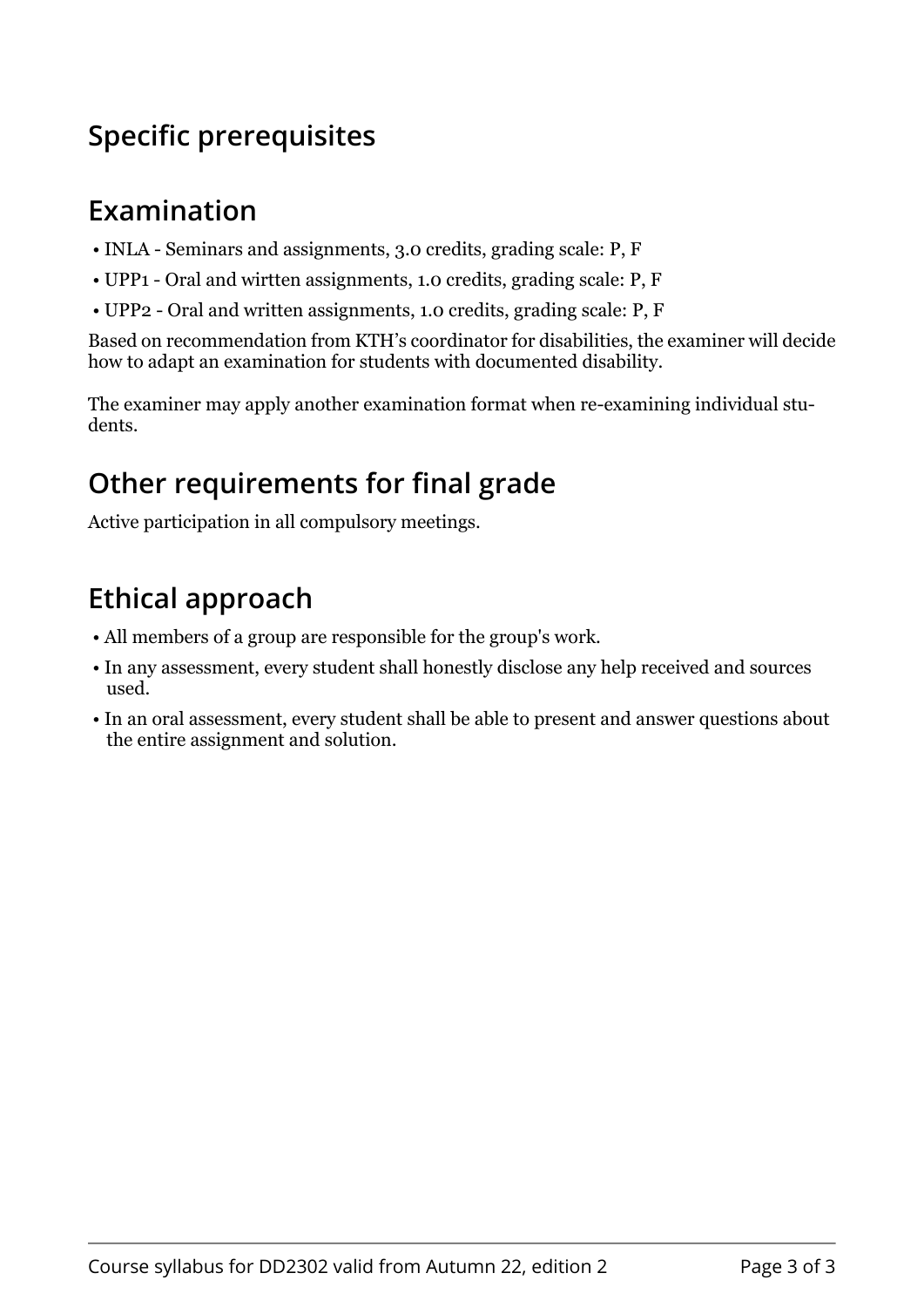## Specific prerequisites

## Examination

- INLA - Seminars and assignments, 3.0 credits, grading scale: P, F
- UPP1 - Oral and wirtten assignments, 1.0 credits, grading scale: P, F
- UPP2 - Oral and written assignments, 1.0 credits, grading scale: P, F

Based on recommendation from KTH's coordinator for disabilities, the examiner will decide how to adapt an examination for students with documented disability.

The examiner may apply another examination format when re-examining individual students.

## Other requirements for final grade

Active participation in all compulsory meetings.

## Ethical approach

- All members of a group are responsible for the group's work.
- In any assessment, every student shall honestly disclose any help received and sources used.
- In an oral assessment, every student shall be able to present and answer questions about the entire assignment and solution.